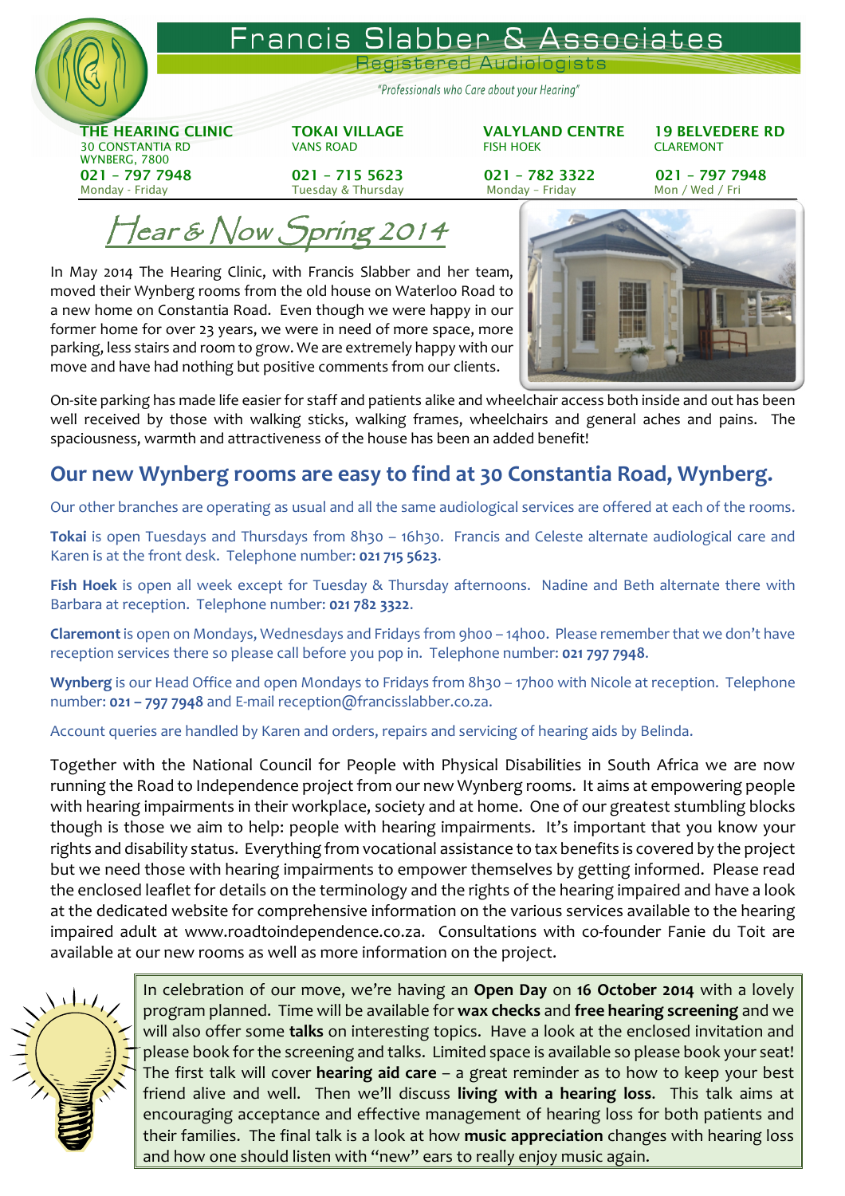# Francis Slabber & Associates

Registered Audiologists

*"Professionals who Care about your Hearing"*

| THE HEARING CLINIC | TOKAI VILLAGE | VALYLAND CENTRE | 19 BELVEDERE RD |
|---|---|---|---|
| 30 CONSTANTIA RD WYNBERG, 7800 | VANS ROAD | FISH HOEK | CLAREMONT |
| 021 – 797 7948 | 021 – 715 5623 | 021 – 782 3322 | 021 – 797 7948 |
| Monday - Friday | Tuesday & Thursday | Monday – Friday | Mon / Wed / Fri |

## *Hear & Now Spring 2014*

In May 2014 The Hearing Clinic, with Francis Slabber and her team, moved their Wynberg rooms from the old house on Waterloo Road to a new home on Constantia Road. Even though we were happy in our former home for over 23 years, we were in need of more space, more parking, less stairs and room to grow. We are extremely happy with our move and have had nothing but positive comments from our clients.

On-site parking has made life easier for staff and patients alike and wheelchair access both inside and out has been well received by those with walking sticks, walking frames, wheelchairs and general aches and pains. The spaciousness, warmth and attractiveness of the house has been an added benefit!

## Our new Wynberg rooms are easy to find at 30 Constantia Road, Wynberg.

Our other branches are operating as usual and all the same audiological services are offered at each of the rooms.

**Tokai** is open Tuesdays and Thursdays from 8h30 – 16h30. Francis and Celeste alternate audiological care and Karen is at the front desk. Telephone number: **021 715 5623**.

**Fish Hoek** is open all week except for Tuesday & Thursday afternoons. Nadine and Beth alternate there with Barbara at reception. Telephone number: **021 782 3322**.

**Claremont** is open on Mondays, Wednesdays and Fridays from 9h00 – 14h00. Please remember that we don't have reception services there so please call before you pop in. Telephone number: **021 797 7948**.

**Wynberg** is our Head Office and open Mondays to Fridays from 8h30 – 17h00 with Nicole at reception. Telephone number: **021 – 797 7948** and E-mail reception@francisslabber.co.za.

Account queries are handled by Karen and orders, repairs and servicing of hearing aids by Belinda.

Together with the National Council for People with Physical Disabilities in South Africa we are now running the Road to Independence project from our new Wynberg rooms. It aims at empowering people with hearing impairments in their workplace, society and at home. One of our greatest stumbling blocks though is those we aim to help: people with hearing impairments. It's important that you know your rights and disability status. Everything from vocational assistance to tax benefits is covered by the project but we need those with hearing impairments to empower themselves by getting informed. Please read the enclosed leaflet for details on the terminology and the rights of the hearing impaired and have a look at the dedicated website for comprehensive information on the various services available to the hearing impaired adult at www.roadtoindependence.co.za. Consultations with co-founder Fanie du Toit are available at our new rooms as well as more information on the project.

In celebration of our move, we're having an **Open Day** on **16 October 2014** with a lovely program planned. Time will be available for **wax checks** and **free hearing screening** and we will also offer some **talks** on interesting topics. Have a look at the enclosed invitation and please book for the screening and talks. Limited space is available so please book your seat! The first talk will cover **hearing aid care** – a great reminder as to how to keep your best friend alive and well. Then we'll discuss **living with a hearing loss**. This talk aims at encouraging acceptance and effective management of hearing loss for both patients and their families. The final talk is a look at how **music appreciation** changes with hearing loss and how one should listen with "new" ears to really enjoy music again.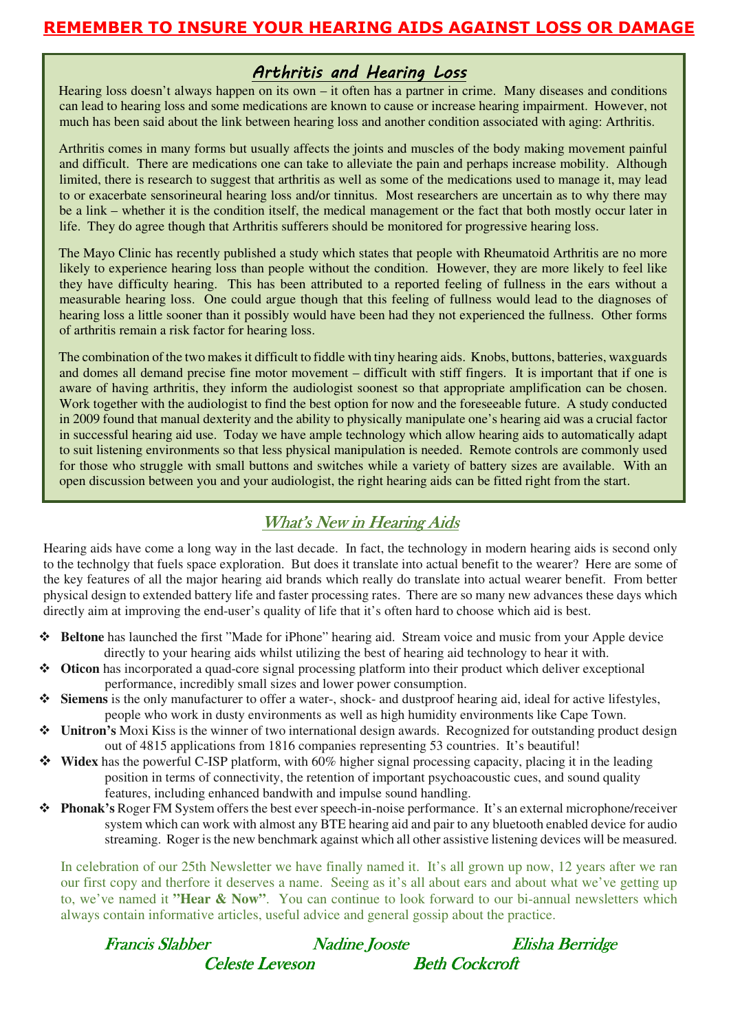**REMEMBER TO INSURE YOUR HEARING AIDS AGAINST LOSS OR DAMAGE**

## Arthritis and Hearing Loss

Hearing loss doesn't always happen on its own – it often has a partner in crime. Many diseases and conditions can lead to hearing loss and some medications are known to cause or increase hearing impairment. However, not much has been said about the link between hearing loss and another condition associated with aging: Arthritis.

Arthritis comes in many forms but usually affects the joints and muscles of the body making movement painful and difficult. There are medications one can take to alleviate the pain and perhaps increase mobility. Although limited, there is research to suggest that arthritis as well as some of the medications used to manage it, may lead to or exacerbate sensorineural hearing loss and/or tinnitus. Most researchers are uncertain as to why there may be a link – whether it is the condition itself, the medical management or the fact that both mostly occur later in life. They do agree though that Arthritis sufferers should be monitored for progressive hearing loss.

The Mayo Clinic has recently published a study which states that people with Rheumatoid Arthritis are no more likely to experience hearing loss than people without the condition. However, they are more likely to feel like they have difficulty hearing. This has been attributed to a reported feeling of fullness in the ears without a measurable hearing loss. One could argue though that this feeling of fullness would lead to the diagnoses of hearing loss a little sooner than it possibly would have been had they not experienced the fullness. Other forms of arthritis remain a risk factor for hearing loss.

The combination of the two makes it difficult to fiddle with tiny hearing aids. Knobs, buttons, batteries, waxguards and domes all demand precise fine motor movement – difficult with stiff fingers. It is important that if one is aware of having arthritis, they inform the audiologist soonest so that appropriate amplification can be chosen. Work together with the audiologist to find the best option for now and the foreseeable future. A study conducted in 2009 found that manual dexterity and the ability to physically manipulate one's hearing aid was a crucial factor in successful hearing aid use. Today we have ample technology which allow hearing aids to automatically adapt to suit listening environments so that less physical manipulation is needed. Remote controls are commonly used for those who struggle with small buttons and switches while a variety of battery sizes are available. With an open discussion between you and your audiologist, the right hearing aids can be fitted right from the start.

## What's New in Hearing Aids

Hearing aids have come a long way in the last decade. In fact, the technology in modern hearing aids is second only to the technolgy that fuels space exploration. But does it translate into actual benefit to the wearer? Here are some of the key features of all the major hearing aid brands which really do translate into actual wearer benefit. From better physical design to extended battery life and faster processing rates. There are so many new advances these days which directly aim at improving the end-user's quality of life that it's often hard to choose which aid is best.

- **Beltone** has launched the first "Made for iPhone" hearing aid. Stream voice and music from your Apple device directly to your hearing aids whilst utilizing the best of hearing aid technology to hear it with.
- **Oticon** has incorporated a quad-core signal processing platform into their product which deliver exceptional performance, incredibly small sizes and lower power consumption.
- **Siemens** is the only manufacturer to offer a water-, shock- and dustproof hearing aid, ideal for active lifestyles, people who work in dusty environments as well as high humidity environments like Cape Town.
- **Unitron's** Moxi Kiss is the winner of two international design awards. Recognized for outstanding product design out of 4815 applications from 1816 companies representing 53 countries. It's beautiful!
- **Widex** has the powerful C-ISP platform, with 60% higher signal processing capacity, placing it in the leading position in terms of connectivity, the retention of important psychoacoustic cues, and sound quality features, including enhanced bandwith and impulse sound handling.
- **Phonak's** Roger FM System offers the best ever speech-in-noise performance. It's an external microphone/receiver system which can work with almost any BTE hearing aid and pair to any bluetooth enabled device for audio streaming. Roger is the new benchmark against which all other assistive listening devices will be measured.

In celebration of our 25th Newsletter we have finally named it. It's all grown up now, 12 years after we ran our first copy and therfore it deserves a name. Seeing as it's all about ears and about what we've getting up to, we've named it **"Hear & Now"**. You can continue to look forward to our bi-annual newsletters which always contain informative articles, useful advice and general gossip about the practice.

*Francis Slabber* *Nadine Jooste* *Elisha Berridge*
*Celeste Leveson* *Beth Cockcroft*